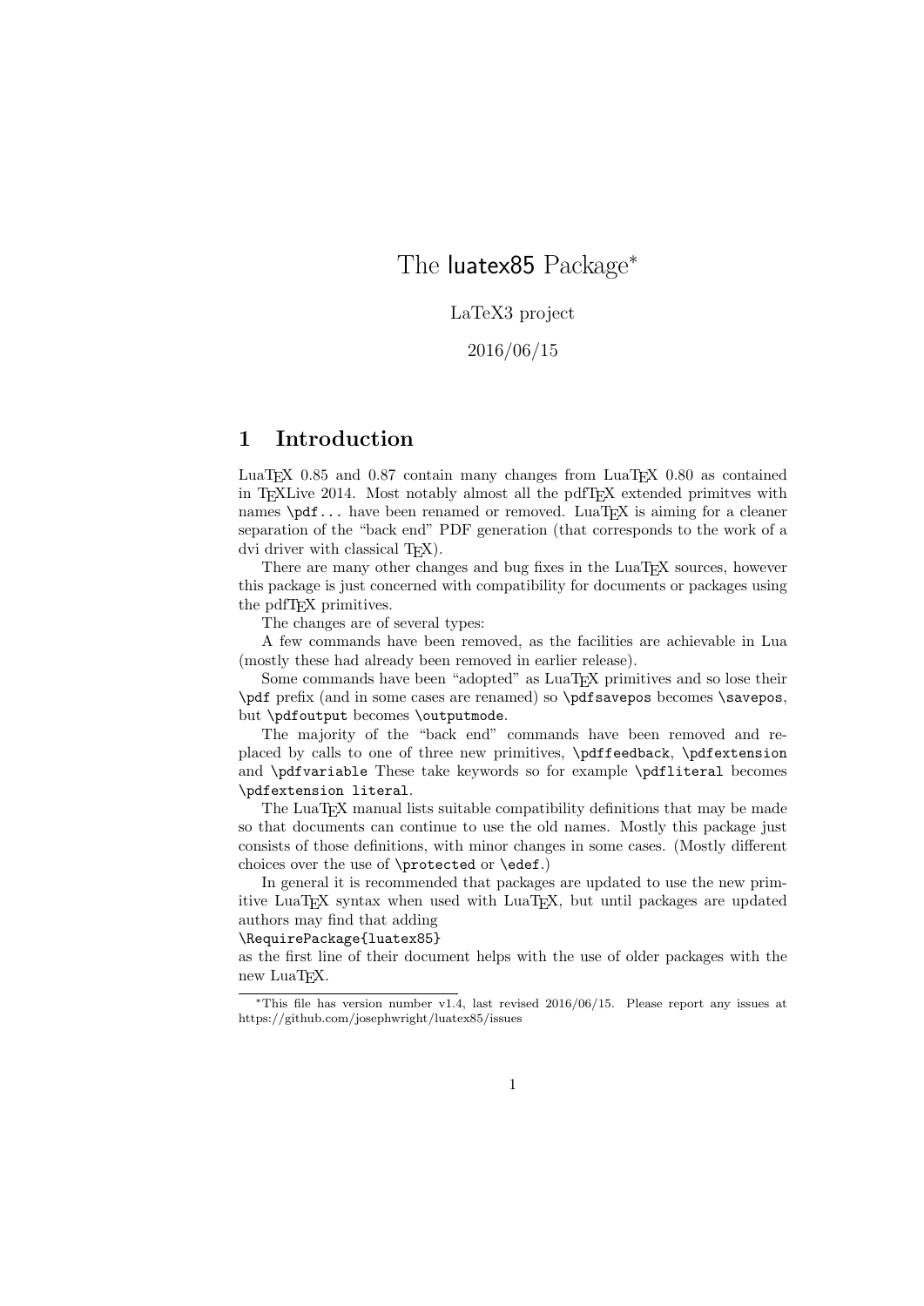# The luatex85 Package*

LaTeX3 project

2016/06/15

## 1 Introduction

LuaTeX 0.85 and 0.87 contain many changes from LuaTeX 0.80 as contained in TeXLive 2014. Most notably almost all the pdfTeX extended primitves with names `\pdf...` have been renamed or removed. LuaTeX is aiming for a cleaner separation of the "back end" PDF generation (that corresponds to the work of a dvi driver with classical TeX).

There are many other changes and bug fixes in the LuaTeX sources, however this package is just concerned with compatibility for documents or packages using the pdfTeX primitives.

The changes are of several types:

A few commands have been removed, as the facilities are achievable in Lua (mostly these had already been removed in earlier release).

Some commands have been "adopted" as LuaTeX primitives and so lose their `\pdf` prefix (and in some cases are renamed) so `\pdfsavepos` becomes `\savepos`, but `\pdfoutput` becomes `\outputmode`.

The majority of the "back end" commands have been removed and replaced by calls to one of three new primitives, `\pdffeedback`, `\pdfextension` and `\pdfvariable` These take keywords so for example `\pdfliteral` becomes `\pdfextension literal`.

The LuaTeX manual lists suitable compatibility definitions that may be made so that documents can continue to use the old names. Mostly this package just consists of those definitions, with minor changes in some cases. (Mostly different choices over the use of `\protected` or `\edef`.)

In general it is recommended that packages are updated to use the new primitive LuaTeX syntax when used with LuaTeX, but until packages are updated authors may find that adding

```
\RequirePackage{luatex85}
```

as the first line of their document helps with the use of older packages with the new LuaTeX.

*This file has version number v1.4, last revised 2016/06/15. Please report any issues at https://github.com/josephwright/luatex85/issues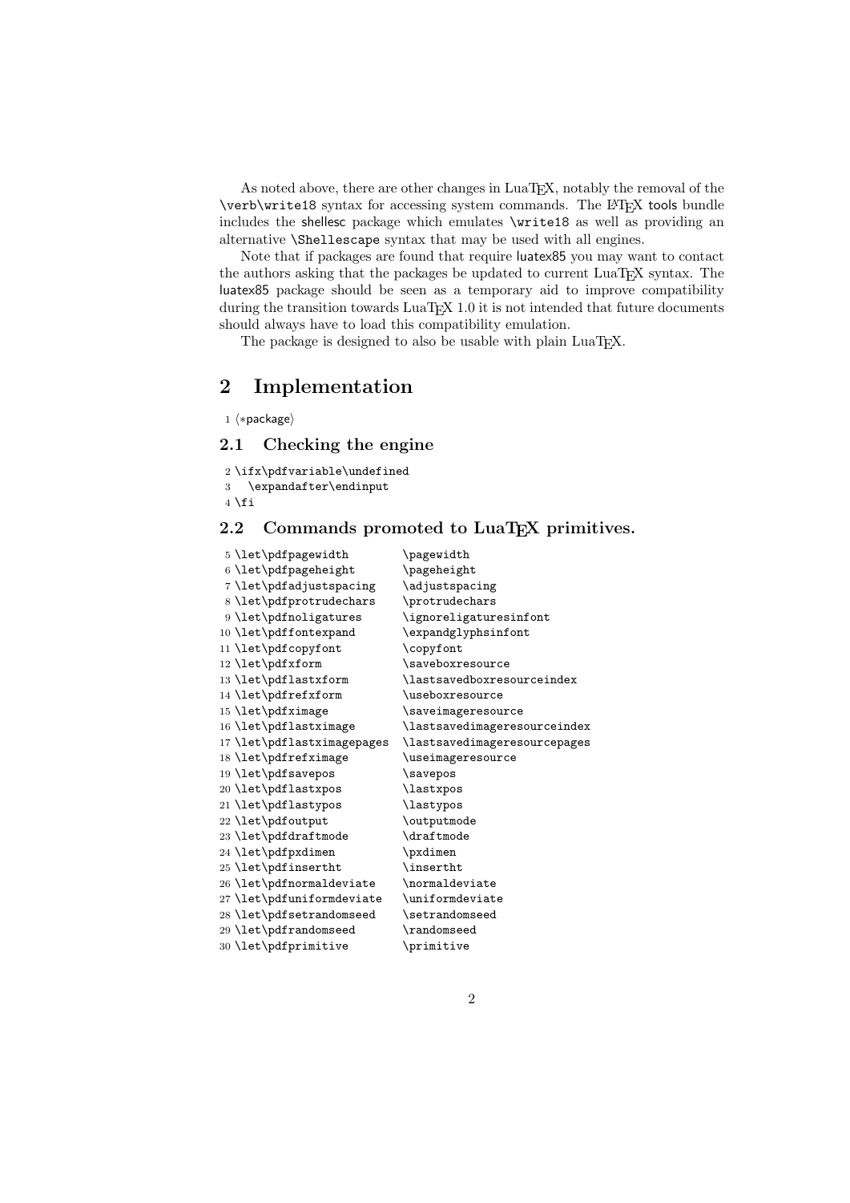As noted above, there are other changes in LuaTeX, notably the removal of the \verb\write18 syntax for accessing system commands. The LaTeX tools bundle includes the shellesc package which emulates \write18 as well as providing an alternative \Shellescape syntax that may be used with all engines.

Note that if packages are found that require luatex85 you may want to contact the authors asking that the packages be updated to current LuaTeX syntax. The luatex85 package should be seen as a temporary aid to improve compatibility during the transition towards LuaTeX 1.0 it is not intended that future documents should always have to load this compatibility emulation.

The package is designed to also be usable with plain LuaTeX.

# 2 Implementation

```
1 ⟨*package⟩
```

## 2.1 Checking the engine

```
2 \ifx\pdfvariable\undefined
3   \expandafter\endinput
4 \fi
```

## 2.2 Commands promoted to LuaTeX primitives.

```
5 \let\pdfpagewidth         \pagewidth
6 \let\pdfpageheight        \pageheight
7 \let\pdfadjustspacing     \adjustspacing
8 \let\pdfprotrudechars     \protrudechars
9 \let\pdfnoligatures       \ignoreligaturesinfont
10 \let\pdffontexpand       \expandglyphsinfont
11 \let\pdfcopyfont         \copyfont
12 \let\pdfxform            \saveboxresource
13 \let\pdflastxform        \lastsavedboxresourceindex
14 \let\pdfrefxform         \useboxresource
15 \let\pdfximage           \saveimageresource
16 \let\pdflastximage       \lastsavedimageresourceindex
17 \let\pdflastximagepages  \lastsavedimageresourcepages
18 \let\pdfrefximage        \useimageresource
19 \let\pdfsavepos          \savepos
20 \let\pdflastxpos         \lastxpos
21 \let\pdflastypos         \lastypos
22 \let\pdfoutput           \outputmode
23 \let\pdfdraftmode        \draftmode
24 \let\pdfpxdimen          \pxdimen
25 \let\pdfinsertht         \insertht
26 \let\pdfnormaldeviate    \normaldeviate
27 \let\pdfuniformdeviate   \uniformdeviate
28 \let\pdfsetrandomseed    \setrandomseed
29 \let\pdfrandomseed       \randomseed
30 \let\pdfprimitive        \primitive
```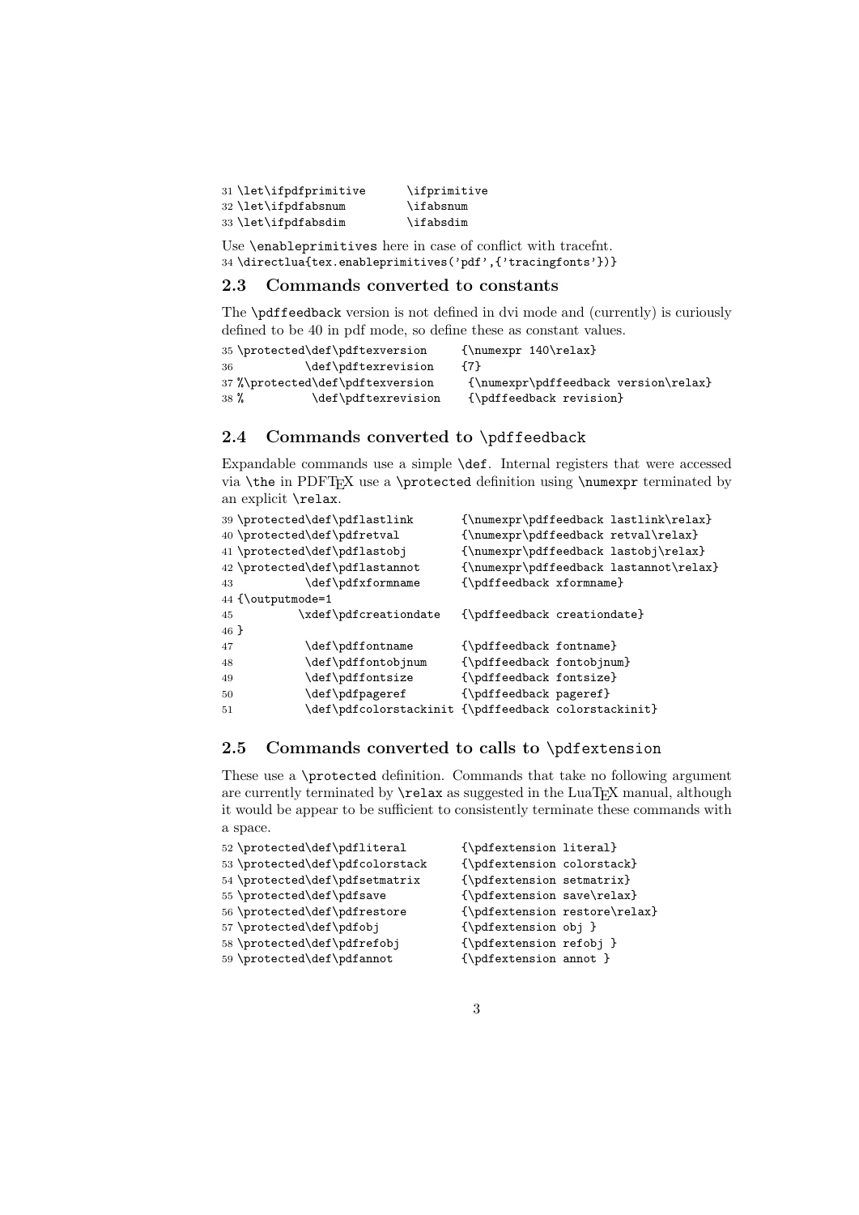```
31 \let\ifpdfprimitive      \ifprimitive
32 \let\ifpdfabsnum         \ifabsnum
33 \let\ifpdfabsdim         \ifabsdim
```

Use `\enableprimitives` here in case of conflict with tracefnt.

```
34 \directlua{tex.enableprimitives('pdf',{'tracingfonts'})}
```

## 2.3 Commands converted to constants

The `\pdffeedback` version is not defined in dvi mode and (currently) is curiously defined to be 40 in pdf mode, so define these as constant values.

```
35 \protected\def\pdftexversion     {\numexpr 140\relax}
36           \def\pdftexrevision    {7}
37 %\protected\def\pdftexversion     {\numexpr\pdffeedback version\relax}
38 %          \def\pdftexrevision    {\pdffeedback revision}
```

## 2.4 Commands converted to \pdffeedback

Expandable commands use a simple `\def`. Internal registers that were accessed via `\the` in PDFTEX use a `\protected` definition using `\numexpr` terminated by an explicit `\relax`.

```
39 \protected\def\pdflastlink       {\numexpr\pdffeedback lastlink\relax}
40 \protected\def\pdfretval         {\numexpr\pdffeedback retval\relax}
41 \protected\def\pdflastobj        {\numexpr\pdffeedback lastobj\relax}
42 \protected\def\pdflastannot      {\numexpr\pdffeedback lastannot\relax}
43           \def\pdfxformname      {\pdffeedback xformname}
44 {\outputmode=1
45          \xdef\pdfcreationdate   {\pdffeedback creationdate}
46 }
47           \def\pdffontname       {\pdffeedback fontname}
48           \def\pdffontobjnum     {\pdffeedback fontobjnum}
49           \def\pdffontsize       {\pdffeedback fontsize}
50           \def\pdfpageref        {\pdffeedback pageref}
51           \def\pdfcolorstackinit {\pdffeedback colorstackinit}
```

## 2.5 Commands converted to calls to \pdfextension

These use a `\protected` definition. Commands that take no following argument are currently terminated by `\relax` as suggested in the LuaTEX manual, although it would be appear to be sufficient to consistently terminate these commands with a space.

```
52 \protected\def\pdfliteral        {\pdfextension literal}
53 \protected\def\pdfcolorstack     {\pdfextension colorstack}
54 \protected\def\pdfsetmatrix      {\pdfextension setmatrix}
55 \protected\def\pdfsave           {\pdfextension save\relax}
56 \protected\def\pdfrestore        {\pdfextension restore\relax}
57 \protected\def\pdfobj            {\pdfextension obj }
58 \protected\def\pdfrefobj         {\pdfextension refobj }
59 \protected\def\pdfannot          {\pdfextension annot }
```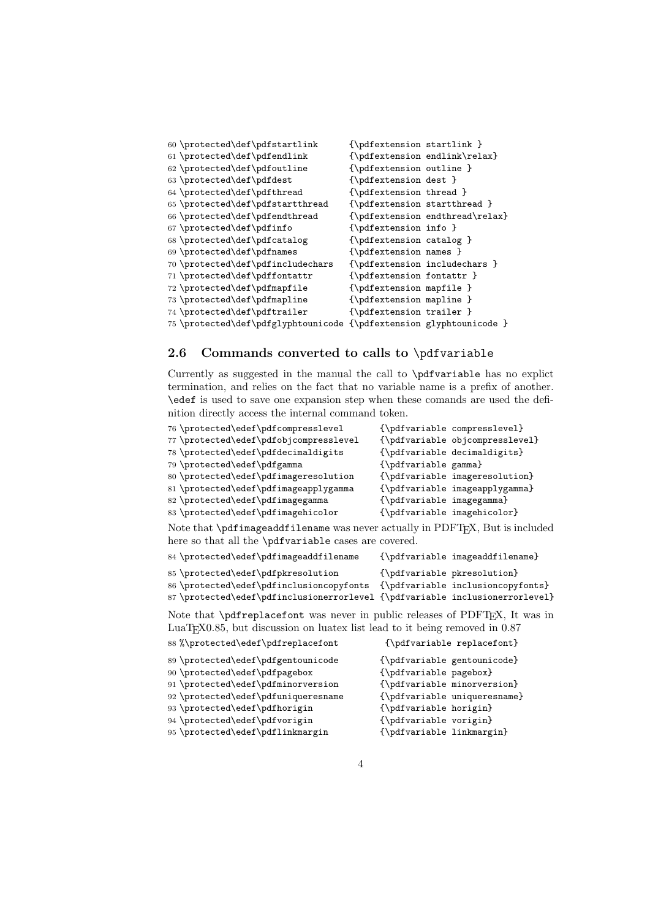```
60 \protected\def\pdfstartlink      {\pdfextension startlink }
61 \protected\def\pdfendlink        {\pdfextension endlink\relax}
62 \protected\def\pdfoutline        {\pdfextension outline }
63 \protected\def\pdfdest           {\pdfextension dest }
64 \protected\def\pdfthread         {\pdfextension thread }
65 \protected\def\pdfstartthread    {\pdfextension startthread }
66 \protected\def\pdfendthread      {\pdfextension endthread\relax}
67 \protected\def\pdfinfo           {\pdfextension info }
68 \protected\def\pdfcatalog        {\pdfextension catalog }
69 \protected\def\pdfnames          {\pdfextension names }
70 \protected\def\pdfincludechars   {\pdfextension includechars }
71 \protected\def\pdffontattr       {\pdfextension fontattr }
72 \protected\def\pdfmapfile        {\pdfextension mapfile }
73 \protected\def\pdfmapline        {\pdfextension mapline }
74 \protected\def\pdftrailer        {\pdfextension trailer }
75 \protected\def\pdfglyphtounicode {\pdfextension glyphtounicode }
```

## 2.6 Commands converted to calls to `\pdfvariable`

Currently as suggested in the manual the call to `\pdfvariable` has no explict termination, and relies on the fact that no variable name is a prefix of another. `\edef` is used to save one expansion step when these comands are used the definition directly access the internal command token.

```
76 \protected\edef\pdfcompresslevel       {\pdfvariable compresslevel}
77 \protected\edef\pdfobjcompresslevel    {\pdfvariable objcompresslevel}
78 \protected\edef\pdfdecimaldigits       {\pdfvariable decimaldigits}
79 \protected\edef\pdfgamma               {\pdfvariable gamma}
80 \protected\edef\pdfimageresolution     {\pdfvariable imageresolution}
81 \protected\edef\pdfimageapplygamma     {\pdfvariable imageapplygamma}
82 \protected\edef\pdfimagegamma          {\pdfvariable imagegamma}
83 \protected\edef\pdfimagehicolor        {\pdfvariable imagehicolor}
```

Note that `\pdfimageaddfilename` was never actually in PDFTEX, But is included here so that all the `\pdfvariable` cases are covered.

```
84 \protected\edef\pdfimageaddfilename    {\pdfvariable imageaddfilename}
85 \protected\edef\pdfpkresolution        {\pdfvariable pkresolution}
86 \protected\edef\pdfinclusioncopyfonts  {\pdfvariable inclusioncopyfonts}
87 \protected\edef\pdfinclusionerrorlevel {\pdfvariable inclusionerrorlevel}
```

Note that `\pdfreplacefont` was never in public releases of PDFTEX, It was in LuaTEX0.85, but discussion on luatex list lead to it being removed in 0.87

```
88 %\protected\edef\pdfreplacefont         {\pdfvariable replacefont}
89 \protected\edef\pdfgentounicode        {\pdfvariable gentounicode}
90 \protected\edef\pdfpagebox             {\pdfvariable pagebox}
91 \protected\edef\pdfminorversion        {\pdfvariable minorversion}
92 \protected\edef\pdfuniqueresname       {\pdfvariable uniqueresname}
93 \protected\edef\pdfhorigin             {\pdfvariable horigin}
94 \protected\edef\pdfvorigin             {\pdfvariable vorigin}
95 \protected\edef\pdflinkmargin          {\pdfvariable linkmargin}
```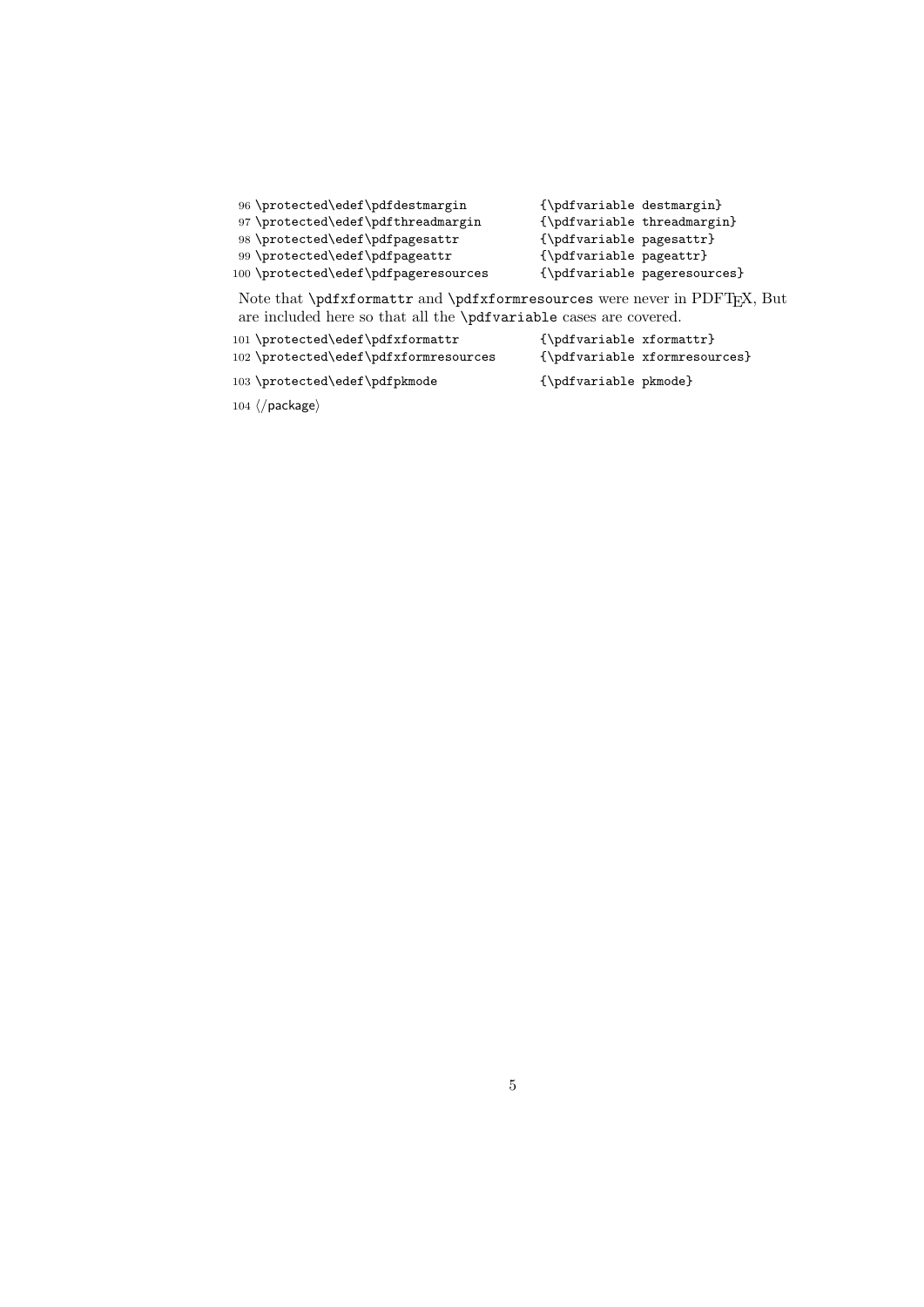```
96 \protected\edef\pdfdestmargin          {\pdfvariable destmargin}
97 \protected\edef\pdfthreadmargin        {\pdfvariable threadmargin}
98 \protected\edef\pdfpagesattr           {\pdfvariable pagesattr}
99 \protected\edef\pdfpageattr            {\pdfvariable pageattr}
100 \protected\edef\pdfpageresources      {\pdfvariable pageresources}
```

Note that `\pdfxformattr` and `\pdfxformresources` were never in PDFTEX, But are included here so that all the `\pdfvariable` cases are covered.

```
101 \protected\edef\pdfxformattr          {\pdfvariable xformattr}
102 \protected\edef\pdfxformresources     {\pdfvariable xformresources}
103 \protected\edef\pdfpkmode             {\pdfvariable pkmode}
104 ⟨/package⟩
```